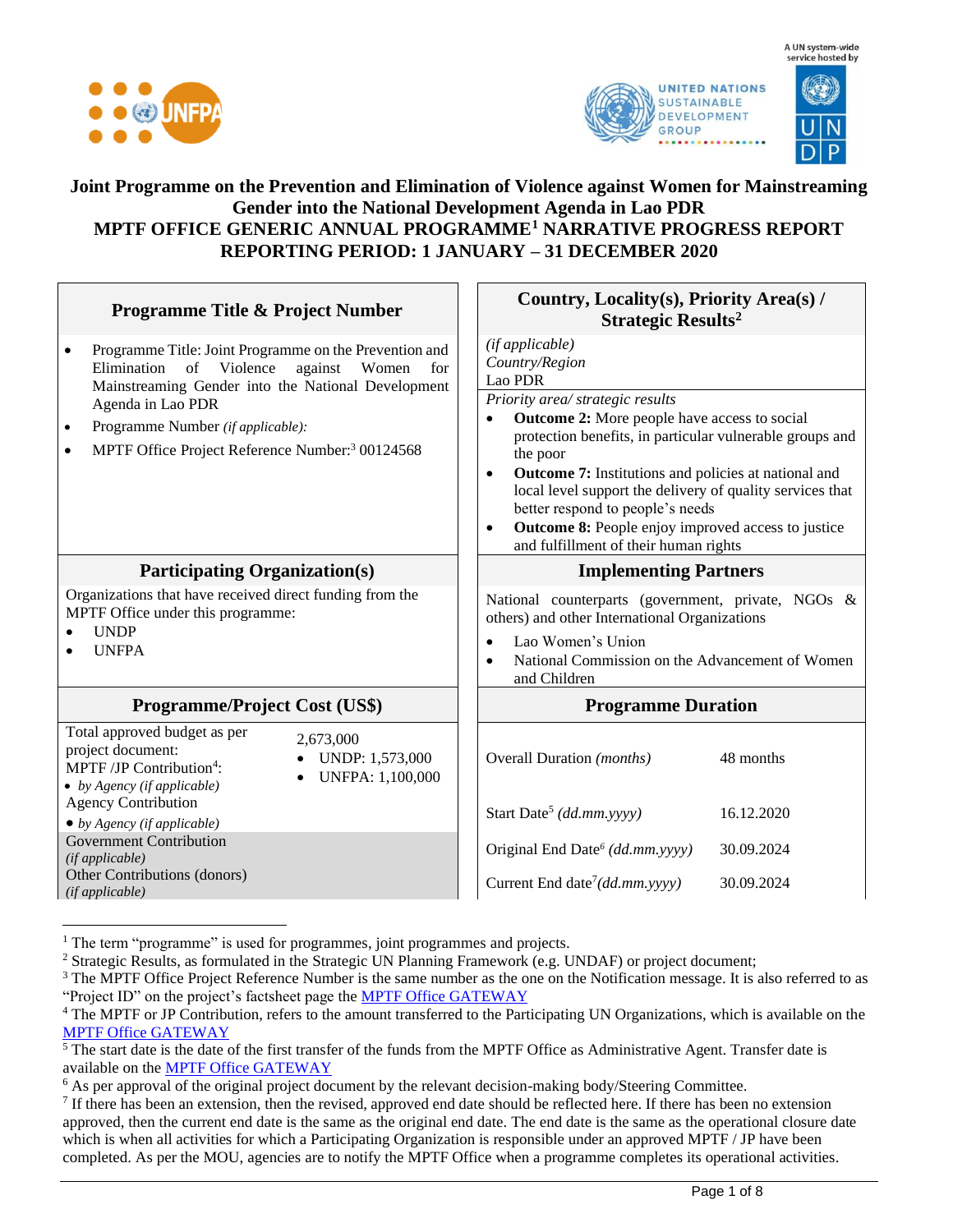# Joint Programme on the Prevention and Elimination of Violence against Women for Mainstreaming Gender into the National Development Agenda in Lao PDR
## MPTF OFFICE GENERIC ANNUAL PROGRAMME[1] NARRATIVE PROGRESS REPORT
## REPORTING PERIOD: 1 JANUARY – 31 DECEMBER 2020

| Programme Title & Project Number | Country, Locality(s), Priority Area(s) / Strategic Results[2] |
|---|---|
| • Programme Title: Joint Programme on the Prevention and Elimination of Violence against Women for Mainstreaming Gender into the National Development Agenda in Lao PDR<br>• Programme Number *(if applicable):*<br>• MPTF Office Project Reference Number:[3] 00124568 | *(if applicable)*<br>*Country/Region*<br>Lao PDR<br>*Priority area/ strategic results*<br>• **Outcome 2:** More people have access to social protection benefits, in particular vulnerable groups and the poor<br>• **Outcome 7:** Institutions and policies at national and local level support the delivery of quality services that better respond to people's needs<br>• **Outcome 8:** People enjoy improved access to justice and fulfillment of their human rights |
| **Participating Organization(s)** | **Implementing Partners** |
| Organizations that have received direct funding from the MPTF Office under this programme:<br>• UNDP<br>• UNFPA | National counterparts (government, private, NGOs & others) and other International Organizations<br>• Lao Women's Union<br>• National Commission on the Advancement of Women and Children |

| Programme/Project Cost (US$) | | Programme Duration | |
|---|---|---|---|
| Total approved budget as per project document:<br>MPTF /JP Contribution[4]:<br>• *by Agency (if applicable)* | 2,673,000<br>• UNDP: 1,573,000<br>• UNFPA: 1,100,000 | Overall Duration *(months)* | 48 months |
| Agency Contribution<br>• *by Agency (if applicable)* | | Start Date[5] *(dd.mm.yyyy)* | 16.12.2020 |
| Government Contribution *(if applicable)* | | Original End Date[6] *(dd.mm.yyyy)* | 30.09.2024 |
| Other Contributions (donors) *(if applicable)* | | Current End date[7] *(dd.mm.yyyy)* | 30.09.2024 |

---

[1] The term "programme" is used for programmes, joint programmes and projects.

[2] Strategic Results, as formulated in the Strategic UN Planning Framework (e.g. UNDAF) or project document;

[3] The MPTF Office Project Reference Number is the same number as the one on the Notification message. It is also referred to as "Project ID" on the project's factsheet page the MPTF Office GATEWAY

[4] The MPTF or JP Contribution, refers to the amount transferred to the Participating UN Organizations, which is available on the MPTF Office GATEWAY

[5] The start date is the date of the first transfer of the funds from the MPTF Office as Administrative Agent. Transfer date is available on the MPTF Office GATEWAY

[6] As per approval of the original project document by the relevant decision-making body/Steering Committee.

[7] If there has been an extension, then the revised, approved end date should be reflected here. If there has been no extension approved, then the current end date is the same as the original end date. The end date is the same as the operational closure date which is when all activities for which a Participating Organization is responsible under an approved MPTF / JP have been completed. As per the MOU, agencies are to notify the MPTF Office when a programme completes its operational activities.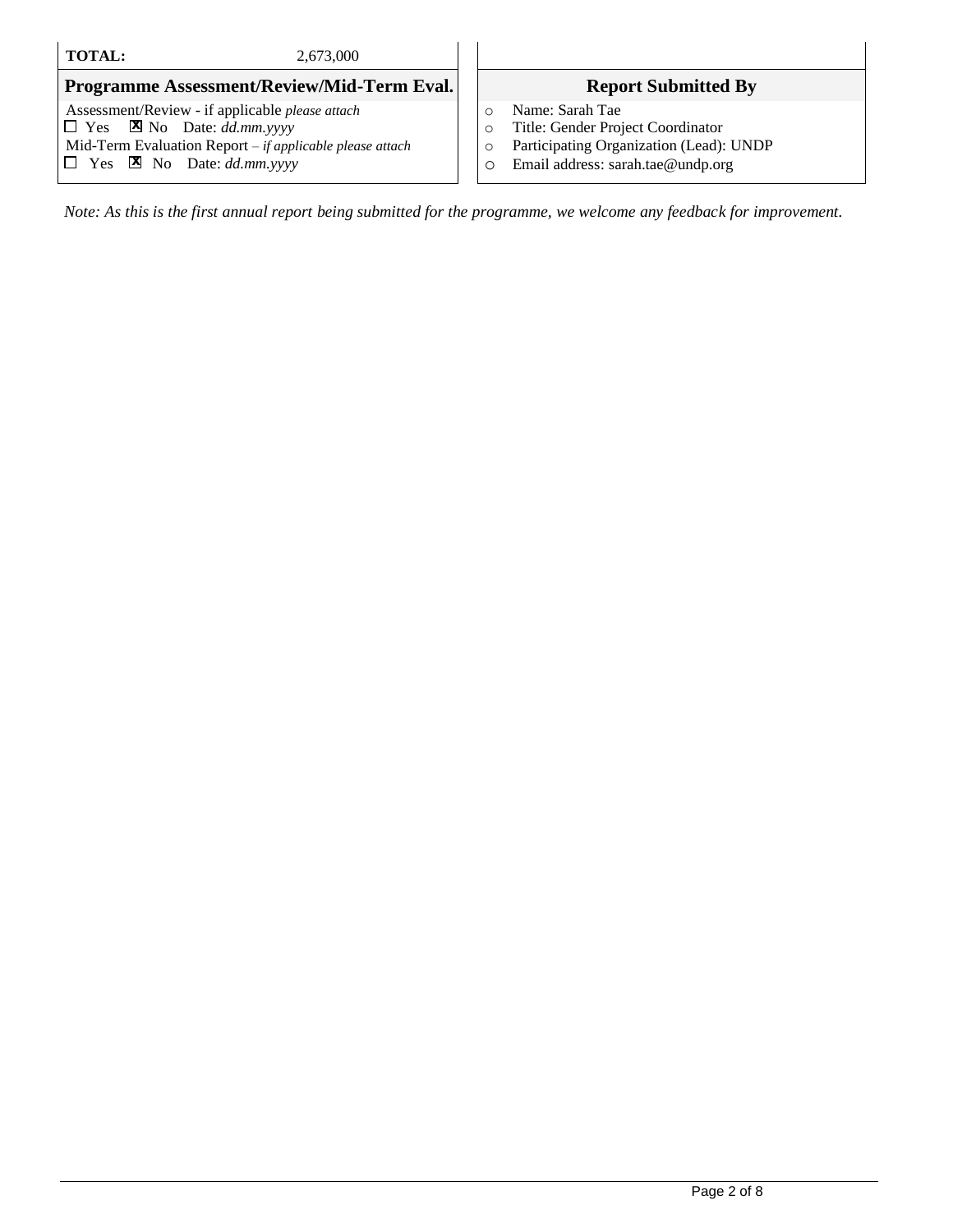| **TOTAL:** | 2,673,000 |
|---|---|

| **Programme Assessment/Review/Mid-Term Eval.** | **Report Submitted By** |
|---|---|
| Assessment/Review - if applicable *please attach*<br>☐ Yes ☒ No Date: *dd.mm.yyyy*<br>Mid-Term Evaluation Report – *if applicable please attach*<br>☐ Yes ☒ No Date: *dd.mm.yyyy* | ○ Name: Sarah Tae<br>○ Title: Gender Project Coordinator<br>○ Participating Organization (Lead): UNDP<br>○ Email address: sarah.tae@undp.org |

*Note: As this is the first annual report being submitted for the programme, we welcome any feedback for improvement.*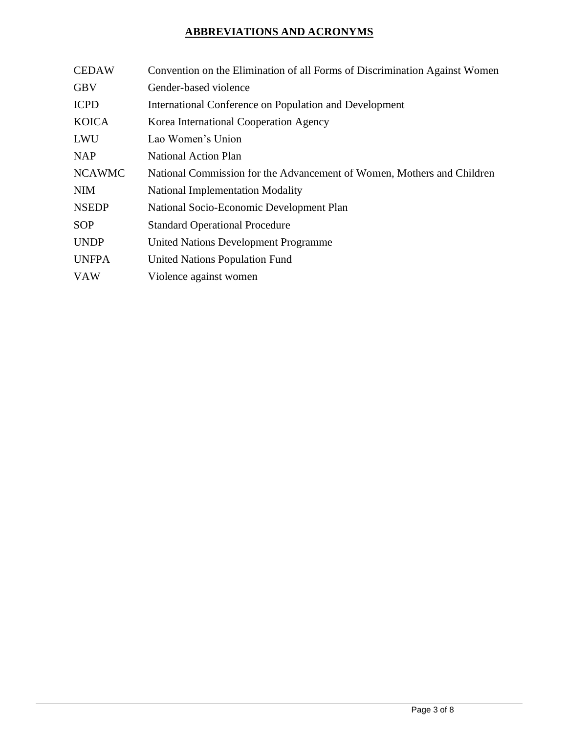## ABBREVIATIONS AND ACRONYMS

| | |
|---|---|
| CEDAW | Convention on the Elimination of all Forms of Discrimination Against Women |
| GBV | Gender-based violence |
| ICPD | International Conference on Population and Development |
| KOICA | Korea International Cooperation Agency |
| LWU | Lao Women's Union |
| NAP | National Action Plan |
| NCAWMC | National Commission for the Advancement of Women, Mothers and Children |
| NIM | National Implementation Modality |
| NSEDP | National Socio-Economic Development Plan |
| SOP | Standard Operational Procedure |
| UNDP | United Nations Development Programme |
| UNFPA | United Nations Population Fund |
| VAW | Violence against women |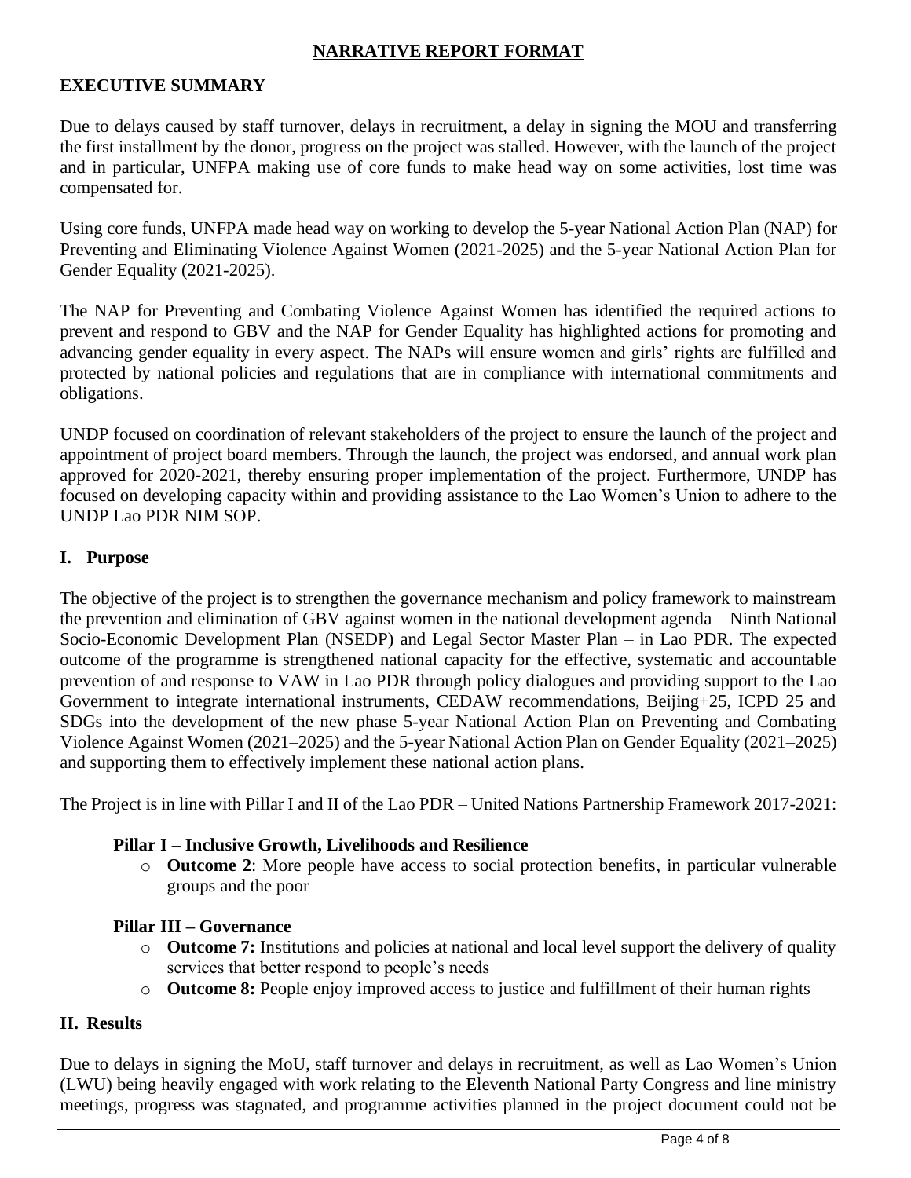## NARRATIVE REPORT FORMAT

### EXECUTIVE SUMMARY

Due to delays caused by staff turnover, delays in recruitment, a delay in signing the MOU and transferring the first installment by the donor, progress on the project was stalled. However, with the launch of the project and in particular, UNFPA making use of core funds to make head way on some activities, lost time was compensated for.

Using core funds, UNFPA made head way on working to develop the 5-year National Action Plan (NAP) for Preventing and Eliminating Violence Against Women (2021-2025) and the 5-year National Action Plan for Gender Equality (2021-2025).

The NAP for Preventing and Combating Violence Against Women has identified the required actions to prevent and respond to GBV and the NAP for Gender Equality has highlighted actions for promoting and advancing gender equality in every aspect. The NAPs will ensure women and girls' rights are fulfilled and protected by national policies and regulations that are in compliance with international commitments and obligations.

UNDP focused on coordination of relevant stakeholders of the project to ensure the launch of the project and appointment of project board members. Through the launch, the project was endorsed, and annual work plan approved for 2020-2021, thereby ensuring proper implementation of the project. Furthermore, UNDP has focused on developing capacity within and providing assistance to the Lao Women's Union to adhere to the UNDP Lao PDR NIM SOP.

### I. Purpose

The objective of the project is to strengthen the governance mechanism and policy framework to mainstream the prevention and elimination of GBV against women in the national development agenda – Ninth National Socio-Economic Development Plan (NSEDP) and Legal Sector Master Plan – in Lao PDR. The expected outcome of the programme is strengthened national capacity for the effective, systematic and accountable prevention of and response to VAW in Lao PDR through policy dialogues and providing support to the Lao Government to integrate international instruments, CEDAW recommendations, Beijing+25, ICPD 25 and SDGs into the development of the new phase 5-year National Action Plan on Preventing and Combating Violence Against Women (2021–2025) and the 5-year National Action Plan on Gender Equality (2021–2025) and supporting them to effectively implement these national action plans.

The Project is in line with Pillar I and II of the Lao PDR – United Nations Partnership Framework 2017-2021:

**Pillar I – Inclusive Growth, Livelihoods and Resilience**

- **Outcome 2**: More people have access to social protection benefits, in particular vulnerable groups and the poor

**Pillar III – Governance**

- **Outcome 7:** Institutions and policies at national and local level support the delivery of quality services that better respond to people's needs
- **Outcome 8:** People enjoy improved access to justice and fulfillment of their human rights

### II. Results

Due to delays in signing the MoU, staff turnover and delays in recruitment, as well as Lao Women's Union (LWU) being heavily engaged with work relating to the Eleventh National Party Congress and line ministry meetings, progress was stagnated, and programme activities planned in the project document could not be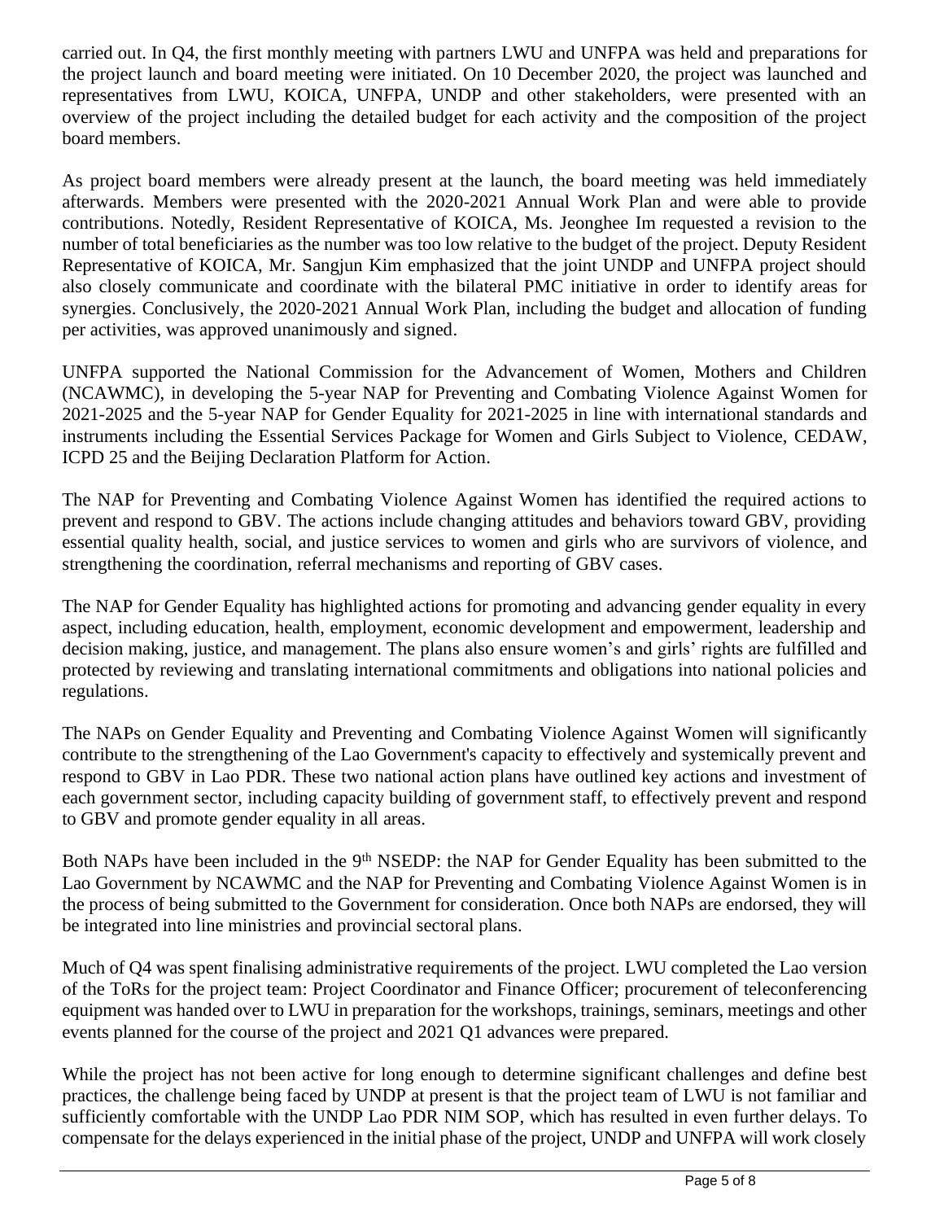carried out. In Q4, the first monthly meeting with partners LWU and UNFPA was held and preparations for the project launch and board meeting were initiated. On 10 December 2020, the project was launched and representatives from LWU, KOICA, UNFPA, UNDP and other stakeholders, were presented with an overview of the project including the detailed budget for each activity and the composition of the project board members.

As project board members were already present at the launch, the board meeting was held immediately afterwards. Members were presented with the 2020-2021 Annual Work Plan and were able to provide contributions. Notedly, Resident Representative of KOICA, Ms. Jeonghee Im requested a revision to the number of total beneficiaries as the number was too low relative to the budget of the project. Deputy Resident Representative of KOICA, Mr. Sangjun Kim emphasized that the joint UNDP and UNFPA project should also closely communicate and coordinate with the bilateral PMC initiative in order to identify areas for synergies. Conclusively, the 2020-2021 Annual Work Plan, including the budget and allocation of funding per activities, was approved unanimously and signed.

UNFPA supported the National Commission for the Advancement of Women, Mothers and Children (NCAWMC), in developing the 5-year NAP for Preventing and Combating Violence Against Women for 2021-2025 and the 5-year NAP for Gender Equality for 2021-2025 in line with international standards and instruments including the Essential Services Package for Women and Girls Subject to Violence, CEDAW, ICPD 25 and the Beijing Declaration Platform for Action.

The NAP for Preventing and Combating Violence Against Women has identified the required actions to prevent and respond to GBV. The actions include changing attitudes and behaviors toward GBV, providing essential quality health, social, and justice services to women and girls who are survivors of violence, and strengthening the coordination, referral mechanisms and reporting of GBV cases.

The NAP for Gender Equality has highlighted actions for promoting and advancing gender equality in every aspect, including education, health, employment, economic development and empowerment, leadership and decision making, justice, and management. The plans also ensure women's and girls' rights are fulfilled and protected by reviewing and translating international commitments and obligations into national policies and regulations.

The NAPs on Gender Equality and Preventing and Combating Violence Against Women will significantly contribute to the strengthening of the Lao Government's capacity to effectively and systemically prevent and respond to GBV in Lao PDR. These two national action plans have outlined key actions and investment of each government sector, including capacity building of government staff, to effectively prevent and respond to GBV and promote gender equality in all areas.

Both NAPs have been included in the 9th NSEDP: the NAP for Gender Equality has been submitted to the Lao Government by NCAWMC and the NAP for Preventing and Combating Violence Against Women is in the process of being submitted to the Government for consideration. Once both NAPs are endorsed, they will be integrated into line ministries and provincial sectoral plans.

Much of Q4 was spent finalising administrative requirements of the project. LWU completed the Lao version of the ToRs for the project team: Project Coordinator and Finance Officer; procurement of teleconferencing equipment was handed over to LWU in preparation for the workshops, trainings, seminars, meetings and other events planned for the course of the project and 2021 Q1 advances were prepared.

While the project has not been active for long enough to determine significant challenges and define best practices, the challenge being faced by UNDP at present is that the project team of LWU is not familiar and sufficiently comfortable with the UNDP Lao PDR NIM SOP, which has resulted in even further delays. To compensate for the delays experienced in the initial phase of the project, UNDP and UNFPA will work closely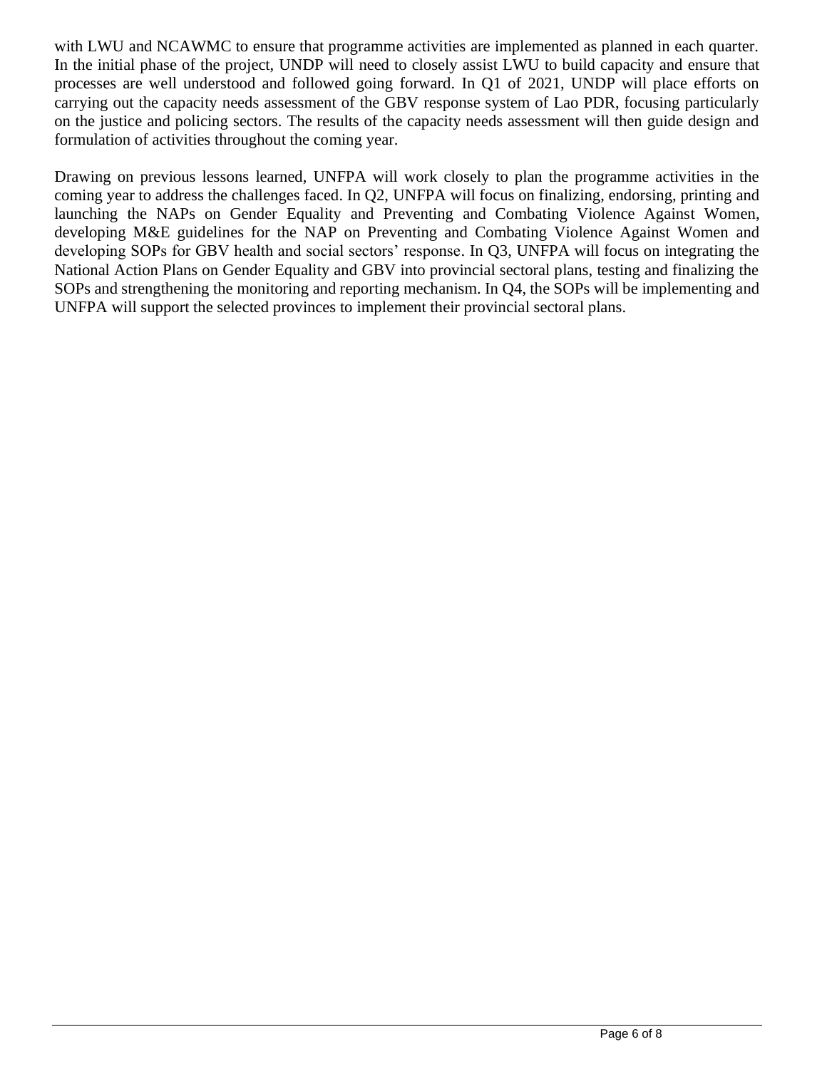with LWU and NCAWMC to ensure that programme activities are implemented as planned in each quarter. In the initial phase of the project, UNDP will need to closely assist LWU to build capacity and ensure that processes are well understood and followed going forward. In Q1 of 2021, UNDP will place efforts on carrying out the capacity needs assessment of the GBV response system of Lao PDR, focusing particularly on the justice and policing sectors. The results of the capacity needs assessment will then guide design and formulation of activities throughout the coming year.

Drawing on previous lessons learned, UNFPA will work closely to plan the programme activities in the coming year to address the challenges faced. In Q2, UNFPA will focus on finalizing, endorsing, printing and launching the NAPs on Gender Equality and Preventing and Combating Violence Against Women, developing M&E guidelines for the NAP on Preventing and Combating Violence Against Women and developing SOPs for GBV health and social sectors' response. In Q3, UNFPA will focus on integrating the National Action Plans on Gender Equality and GBV into provincial sectoral plans, testing and finalizing the SOPs and strengthening the monitoring and reporting mechanism. In Q4, the SOPs will be implementing and UNFPA will support the selected provinces to implement their provincial sectoral plans.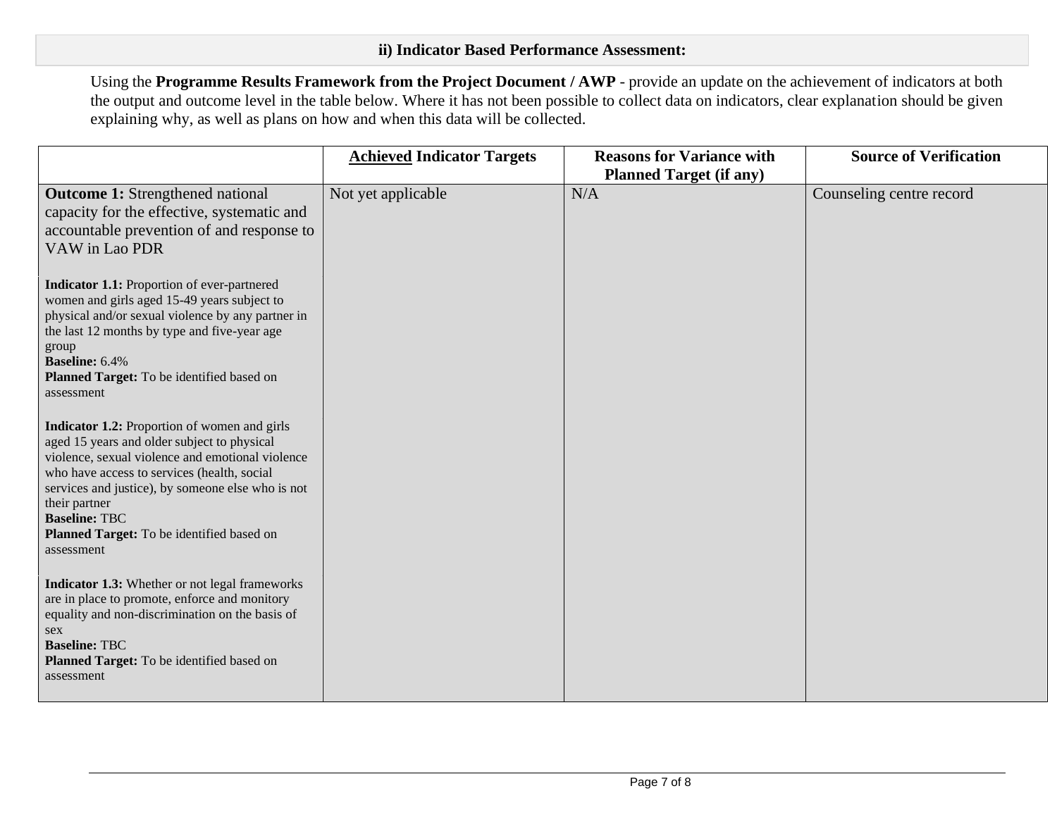### ii) Indicator Based Performance Assessment:

Using the **Programme Results Framework from the Project Document / AWP** - provide an update on the achievement of indicators at both the output and outcome level in the table below. Where it has not been possible to collect data on indicators, clear explanation should be given explaining why, as well as plans on how and when this data will be collected.

| | **Achieved Indicator Targets** | **Reasons for Variance with Planned Target (if any)** | **Source of Verification** |
|---|---|---|---|
| **Outcome 1:** Strengthened national capacity for the effective, systematic and accountable prevention of and response to VAW in Lao PDR<br><br>**Indicator 1.1:** Proportion of ever-partnered women and girls aged 15-49 years subject to physical and/or sexual violence by any partner in the last 12 months by type and five-year age group<br>**Baseline:** 6.4%<br>**Planned Target:** To be identified based on assessment<br><br>**Indicator 1.2:** Proportion of women and girls aged 15 years and older subject to physical violence, sexual violence and emotional violence who have access to services (health, social services and justice), by someone else who is not their partner<br>**Baseline:** TBC<br>**Planned Target:** To be identified based on assessment<br><br>**Indicator 1.3:** Whether or not legal frameworks are in place to promote, enforce and monitory equality and non-discrimination on the basis of sex<br>**Baseline:** TBC<br>**Planned Target:** To be identified based on assessment | Not yet applicable | N/A | Counseling centre record |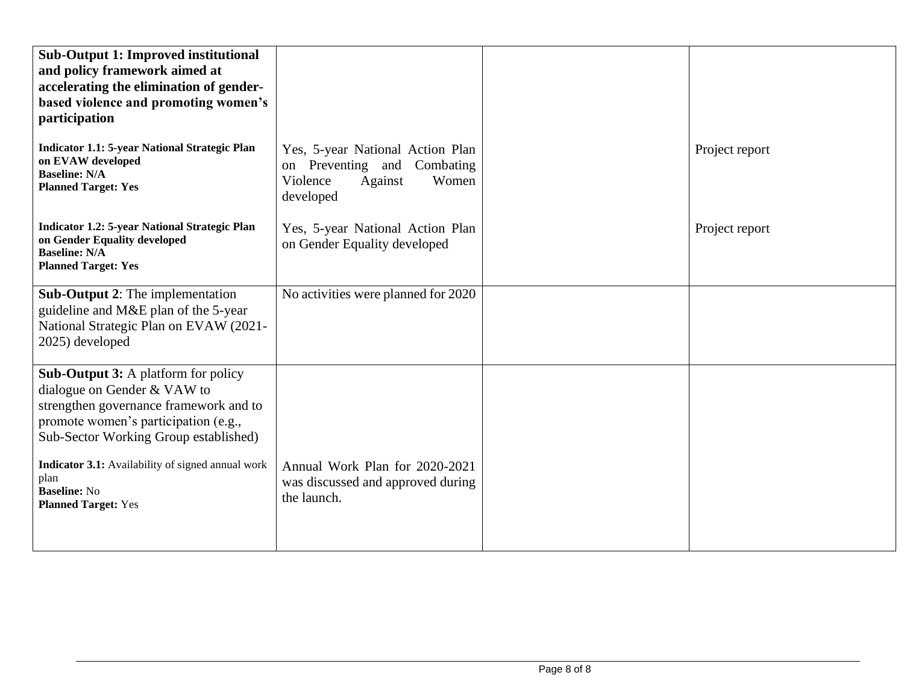| | | | |
|---|---|---|---|
| **Sub-Output 1: Improved institutional and policy framework aimed at accelerating the elimination of gender-based violence and promoting women's participation** | | | |
| **Indicator 1.1: 5-year National Strategic Plan on EVAW developed**<br>**Baseline: N/A**<br>**Planned Target: Yes** | Yes, 5-year National Action Plan on Preventing and Combating Violence Against Women developed | | Project report |
| **Indicator 1.2: 5-year National Strategic Plan on Gender Equality developed**<br>**Baseline: N/A**<br>**Planned Target: Yes** | Yes, 5-year National Action Plan on Gender Equality developed | | Project report |
| **Sub-Output 2**: The implementation guideline and M&E plan of the 5-year National Strategic Plan on EVAW (2021-2025) developed | No activities were planned for 2020 | | |
| **Sub-Output 3:** A platform for policy dialogue on Gender & VAW to strengthen governance framework and to promote women's participation (e.g., Sub-Sector Working Group established) | | | |
| **Indicator 3.1:** Availability of signed annual work plan<br>**Baseline:** No<br>**Planned Target:** Yes | Annual Work Plan for 2020-2021 was discussed and approved during the launch. | | |